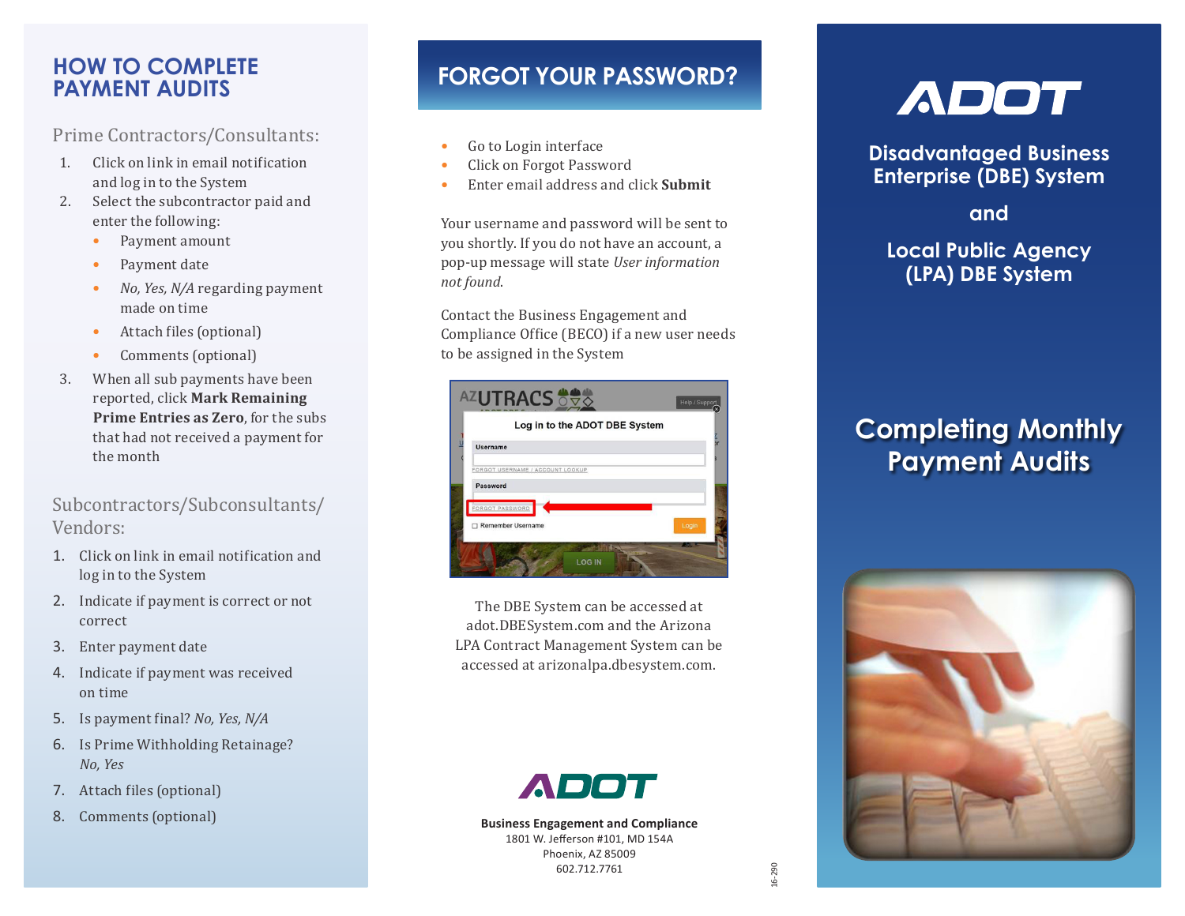# HOW TO COMPLETE PAYMENT AUDITS

## Prime Contractors/Consultants:

1. Click on link in email notification and log in to the System
2. Select the subcontractor paid and enter the following:
   - Payment amount
   - Payment date
   - *No, Yes, N/A* regarding payment made on time
   - Attach files (optional)
   - Comments (optional)
3. When all sub payments have been reported, click **Mark Remaining Prime Entries as Zero**, for the subs that had not received a payment for the month

## Subcontractors/Subconsultants/Vendors:

1. Click on link in email notification and log in to the System
2. Indicate if payment is correct or not correct
3. Enter payment date
4. Indicate if payment was received on time
5. Is payment final? *No, Yes, N/A*
6. Is Prime Withholding Retainage? *No, Yes*
7. Attach files (optional)
8. Comments (optional)

# FORGOT YOUR PASSWORD?

- Go to Login interface
- Click on Forgot Password
- Enter email address and click **Submit**

Your username and password will be sent to you shortly. If you do not have an account, a pop-up message will state *User information not found*.

Contact the Business Engagement and Compliance Office (BECO) if a new user needs to be assigned in the System

The DBE System can be accessed at adot.DBESystem.com and the Arizona LPA Contract Management System can be accessed at arizonalpa.dbesystem.com.

ADOT

**Business Engagement and Compliance**
1801 W. Jefferson #101, MD 154A
Phoenix, AZ 85009
602.712.7761

16-290

# ADOT

## Disadvantaged Business Enterprise (DBE) System

## and

## Local Public Agency (LPA) DBE System

# Completing Monthly Payment Audits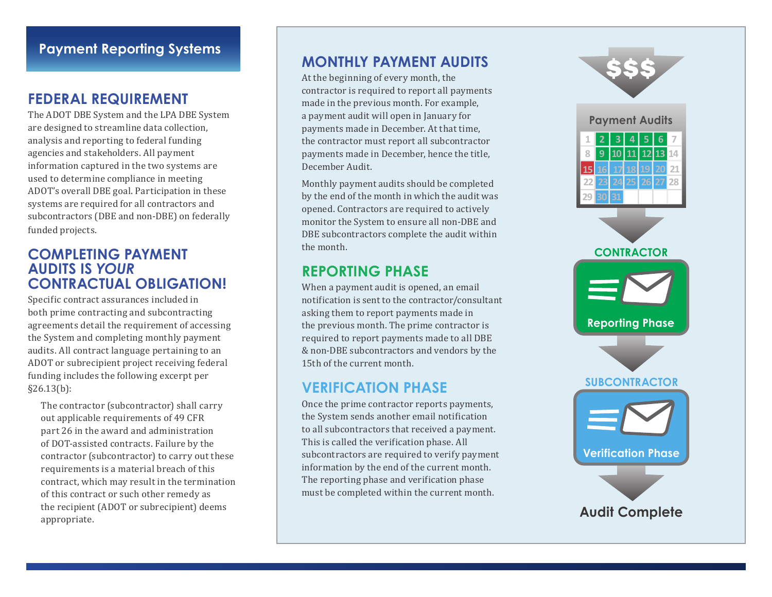## Payment Reporting Systems

### FEDERAL REQUIREMENT

The ADOT DBE System and the LPA DBE System are designed to streamline data collection, analysis and reporting to federal funding agencies and stakeholders. All payment information captured in the two systems are used to determine compliance in meeting ADOT's overall DBE goal. Participation in these systems are required for all contractors and subcontractors (DBE and non-DBE) on federally funded projects.

### COMPLETING PAYMENT AUDITS IS *YOUR* CONTRACTUAL OBLIGATION!

Specific contract assurances included in both prime contracting and subcontracting agreements detail the requirement of accessing the System and completing monthly payment audits. All contract language pertaining to an ADOT or subrecipient project receiving federal funding includes the following excerpt per §26.13(b):

> The contractor (subcontractor) shall carry out applicable requirements of 49 CFR part 26 in the award and administration of DOT-assisted contracts. Failure by the contractor (subcontractor) to carry out these requirements is a material breach of this contract, which may result in the termination of this contract or such other remedy as the recipient (ADOT or subrecipient) deems appropriate.

### MONTHLY PAYMENT AUDITS

At the beginning of every month, the contractor is required to report all payments made in the previous month. For example, a payment audit will open in January for payments made in December. At that time, the contractor must report all subcontractor payments made in December, hence the title, December Audit.

Monthly payment audits should be completed by the end of the month in which the audit was opened. Contractors are required to actively monitor the System to ensure all non-DBE and DBE subcontractors complete the audit within the month.

### REPORTING PHASE

When a payment audit is opened, an email notification is sent to the contractor/consultant asking them to report payments made in the previous month. The prime contractor is required to report payments made to all DBE & non-DBE subcontractors and vendors by the 15th of the current month.

### VERIFICATION PHASE

Once the prime contractor reports payments, the System sends another email notification to all subcontractors that received a payment. This is called the verification phase. All subcontractors are required to verify payment information by the end of the current month. The reporting phase and verification phase must be completed within the current month.

$$$

Payment Audits

1 2 3 4 5 6 7
8 9 10 11 12 13 14
15 16 17 18 19 20 21
22 23 24 25 26 27 28
29 30 31

CONTRACTOR

Reporting Phase

SUBCONTRACTOR

Verification Phase

Audit Complete